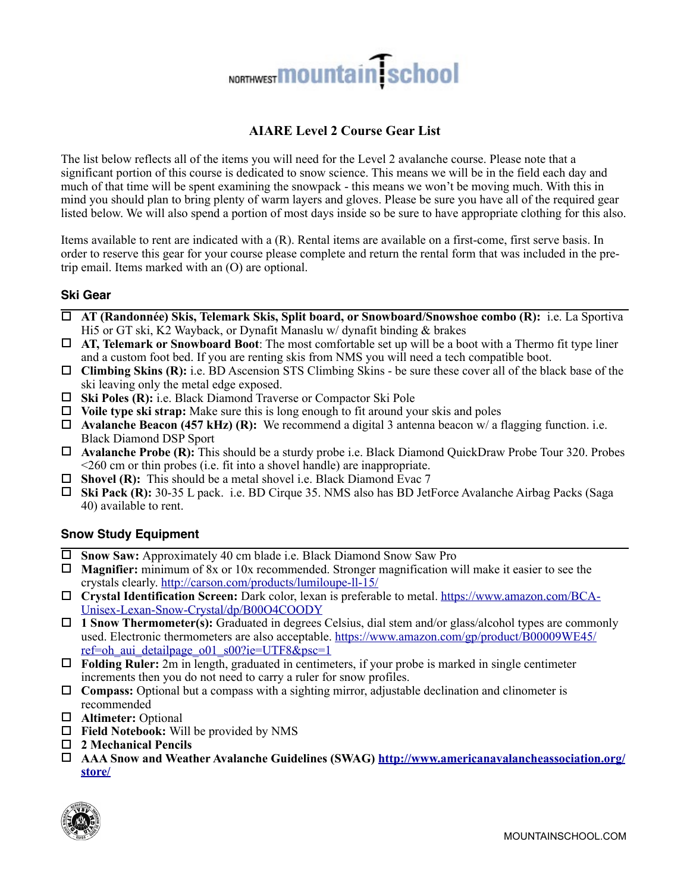NORTHWEST mountain school

# AIARE Level 2 Course Gear List

The list below reflects all of the items you will need for the Level 2 avalanche course. Please note that a significant portion of this course is dedicated to snow science. This means we will be in the field each day and much of that time will be spent examining the snowpack - this means we won't be moving much. With this in mind you should plan to bring plenty of warm layers and gloves. Please be sure you have all of the required gear listed below. We will also spend a portion of most days inside so be sure to have appropriate clothing for this also.

Items available to rent are indicated with a (R). Rental items are available on a first-come, first serve basis. In order to reserve this gear for your course please complete and return the rental form that was included in the pre-trip email. Items marked with an (O) are optional.

## Ski Gear

- ☐ **AT (Randonnée) Skis, Telemark Skis, Split board, or Snowboard/Snowshoe combo (R):** i.e. La Sportiva Hi5 or GT ski, K2 Wayback, or Dynafit Manaslu w/ dynafit binding & brakes
- ☐ **AT, Telemark or Snowboard Boot**: The most comfortable set up will be a boot with a Thermo fit type liner and a custom foot bed. If you are renting skis from NMS you will need a tech compatible boot.
- ☐ **Climbing Skins (R):** i.e. BD Ascension STS Climbing Skins - be sure these cover all of the black base of the ski leaving only the metal edge exposed.
- ☐ **Ski Poles (R):** i.e. Black Diamond Traverse or Compactor Ski Pole
- ☐ **Voile type ski strap:** Make sure this is long enough to fit around your skis and poles
- ☐ **Avalanche Beacon (457 kHz) (R):** We recommend a digital 3 antenna beacon w/ a flagging function. i.e. Black Diamond DSP Sport
- ☐ **Avalanche Probe (R):** This should be a sturdy probe i.e. Black Diamond QuickDraw Probe Tour 320. Probes <260 cm or thin probes (i.e. fit into a shovel handle) are inappropriate.
- ☐ **Shovel (R):** This should be a metal shovel i.e. Black Diamond Evac 7
- ☐ **Ski Pack (R):** 30-35 L pack. i.e. BD Cirque 35. NMS also has BD JetForce Avalanche Airbag Packs (Saga 40) available to rent.

## Snow Study Equipment

- ☐ **Snow Saw:** Approximately 40 cm blade i.e. Black Diamond Snow Saw Pro
- ☐ **Magnifier:** minimum of 8x or 10x recommended. Stronger magnification will make it easier to see the crystals clearly. http://carson.com/products/lumiloupe-ll-15/
- ☐ **Crystal Identification Screen:** Dark color, lexan is preferable to metal. https://www.amazon.com/BCA-Unisex-Lexan-Snow-Crystal/dp/B00O4COODY
- ☐ **1 Snow Thermometer(s):** Graduated in degrees Celsius, dial stem and/or glass/alcohol types are commonly used. Electronic thermometers are also acceptable. https://www.amazon.com/gp/product/B00009WE45/ref=oh_aui_detailpage_o01_s00?ie=UTF8&psc=1
- ☐ **Folding Ruler:** 2m in length, graduated in centimeters, if your probe is marked in single centimeter increments then you do not need to carry a ruler for snow profiles.
- ☐ **Compass:** Optional but a compass with a sighting mirror, adjustable declination and clinometer is recommended
- ☐ **Altimeter:** Optional
- ☐ **Field Notebook:** Will be provided by NMS
- ☐ **2 Mechanical Pencils**
- ☐ **AAA Snow and Weather Avalanche Guidelines (SWAG) http://www.americanavalancheassociation.org/store/**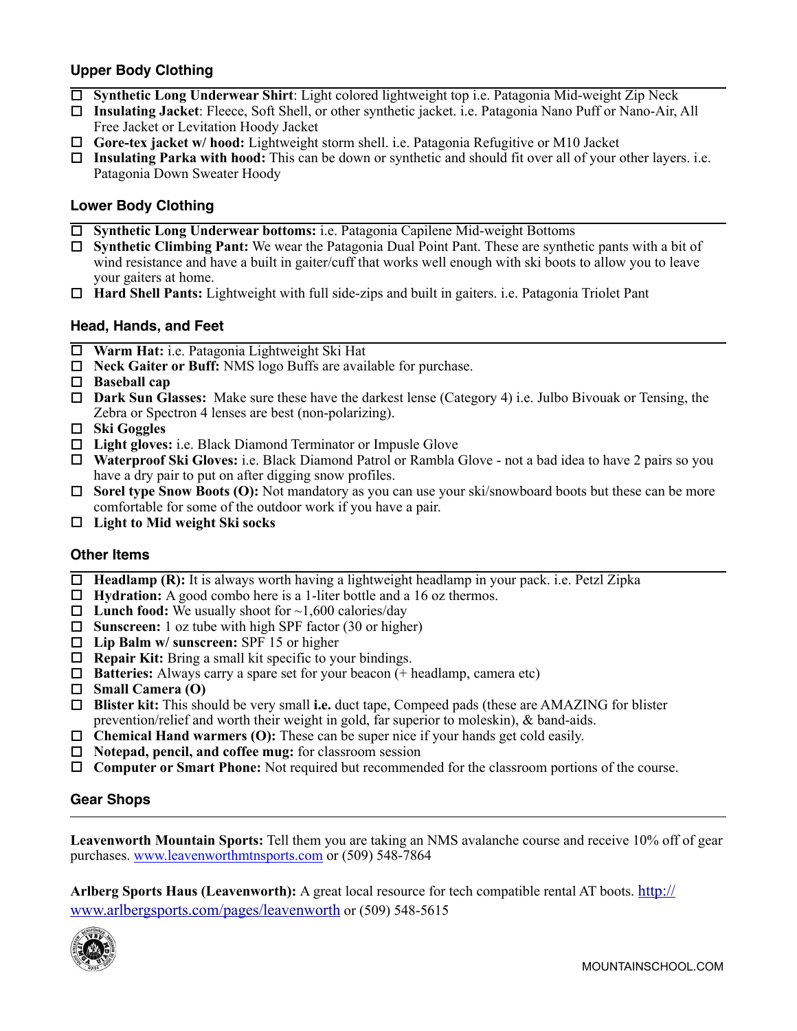### Upper Body Clothing

- ☐ **Synthetic Long Underwear Shirt**: Light colored lightweight top i.e. Patagonia Mid-weight Zip Neck
- ☐ **Insulating Jacket**: Fleece, Soft Shell, or other synthetic jacket. i.e. Patagonia Nano Puff or Nano-Air, All Free Jacket or Levitation Hoody Jacket
- ☐ **Gore-tex jacket w/ hood:** Lightweight storm shell. i.e. Patagonia Refugitive or M10 Jacket
- ☐ **Insulating Parka with hood:** This can be down or synthetic and should fit over all of your other layers. i.e. Patagonia Down Sweater Hoody

### Lower Body Clothing

- ☐ **Synthetic Long Underwear bottoms:** i.e. Patagonia Capilene Mid-weight Bottoms
- ☐ **Synthetic Climbing Pant:** We wear the Patagonia Dual Point Pant. These are synthetic pants with a bit of wind resistance and have a built in gaiter/cuff that works well enough with ski boots to allow you to leave your gaiters at home.
- ☐ **Hard Shell Pants:** Lightweight with full side-zips and built in gaiters. i.e. Patagonia Triolet Pant

### Head, Hands, and Feet

- ☐ **Warm Hat:** i.e. Patagonia Lightweight Ski Hat
- ☐ **Neck Gaiter or Buff:** NMS logo Buffs are available for purchase.
- ☐ **Baseball cap**
- ☐ **Dark Sun Glasses:** Make sure these have the darkest lense (Category 4) i.e. Julbo Bivouak or Tensing, the Zebra or Spectron 4 lenses are best (non-polarizing).
- ☐ **Ski Goggles**
- ☐ **Light gloves:** i.e. Black Diamond Terminator or Impulse Glove
- ☐ **Waterproof Ski Gloves:** i.e. Black Diamond Patrol or Rambla Glove - not a bad idea to have 2 pairs so you have a dry pair to put on after digging snow profiles.
- ☐ **Sorel type Snow Boots (O):** Not mandatory as you can use your ski/snowboard boots but these can be more comfortable for some of the outdoor work if you have a pair.
- ☐ **Light to Mid weight Ski socks**

### Other Items

- ☐ **Headlamp (R):** It is always worth having a lightweight headlamp in your pack. i.e. Petzl Zipka
- ☐ **Hydration:** A good combo here is a 1-liter bottle and a 16 oz thermos.
- ☐ **Lunch food:** We usually shoot for ~1,600 calories/day
- ☐ **Sunscreen:** 1 oz tube with high SPF factor (30 or higher)
- ☐ **Lip Balm w/ sunscreen:** SPF 15 or higher
- ☐ **Repair Kit:** Bring a small kit specific to your bindings.
- ☐ **Batteries:** Always carry a spare set for your beacon (+ headlamp, camera etc)
- ☐ **Small Camera (O)**
- ☐ **Blister kit:** This should be very small **i.e.** duct tape, Compeed pads (these are AMAZING for blister prevention/relief and worth their weight in gold, far superior to moleskin), & band-aids.
- ☐ **Chemical Hand warmers (O):** These can be super nice if your hands get cold easily.
- ☐ **Notepad, pencil, and coffee mug:** for classroom session
- ☐ **Computer or Smart Phone:** Not required but recommended for the classroom portions of the course.

### Gear Shops

**Leavenworth Mountain Sports:** Tell them you are taking an NMS avalanche course and receive 10% off of gear purchases. www.leavenworthmtnsports.com or (509) 548-7864

**Arlberg Sports Haus (Leavenworth):** A great local resource for tech compatible rental AT boots. http://www.arlbergsports.com/pages/leavenworth or (509) 548-5615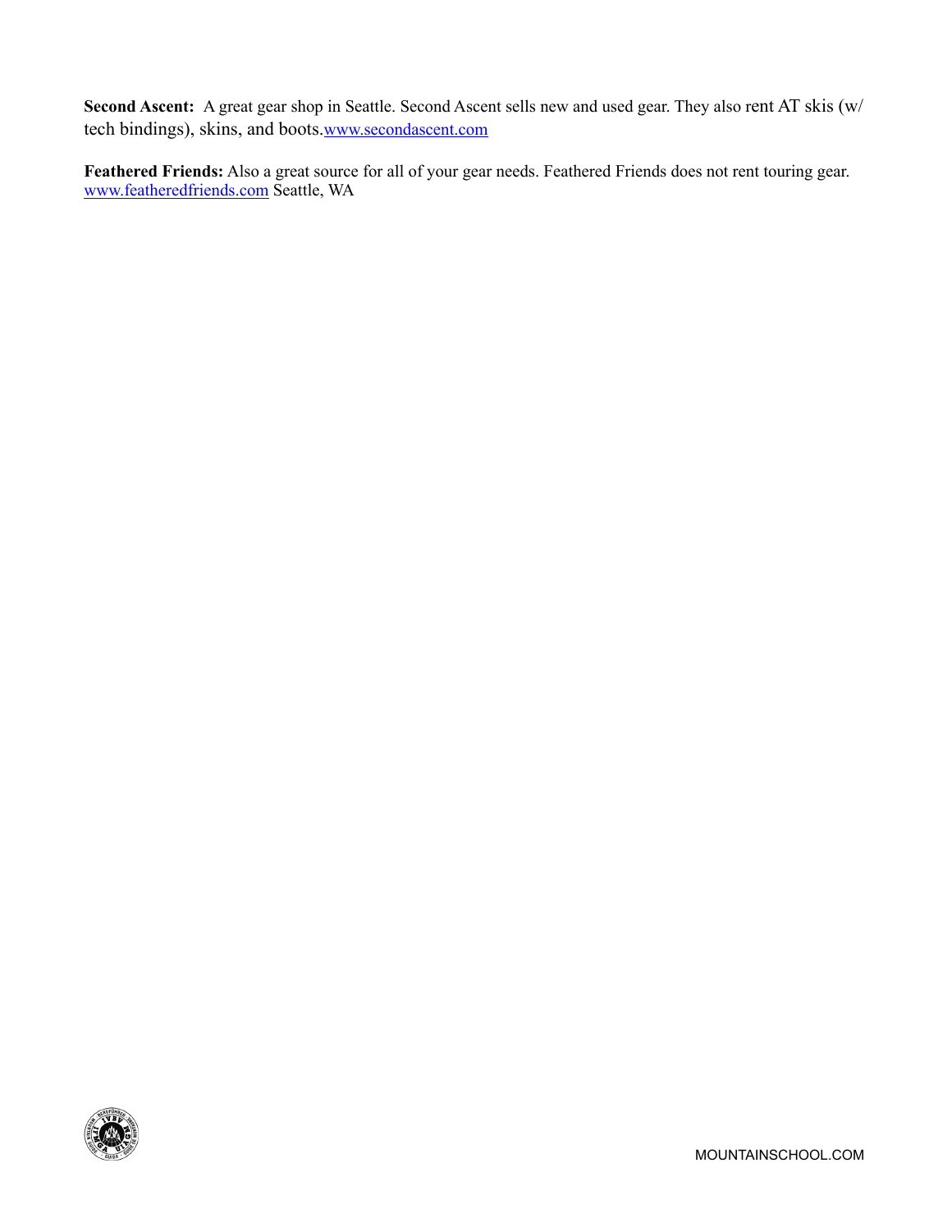**Second Ascent:** A great gear shop in Seattle. Second Ascent sells new and used gear. They also rent AT skis (w/ tech bindings), skins, and boots.www.secondascent.com

**Feathered Friends:** Also a great source for all of your gear needs. Feathered Friends does not rent touring gear. www.featheredfriends.com Seattle, WA